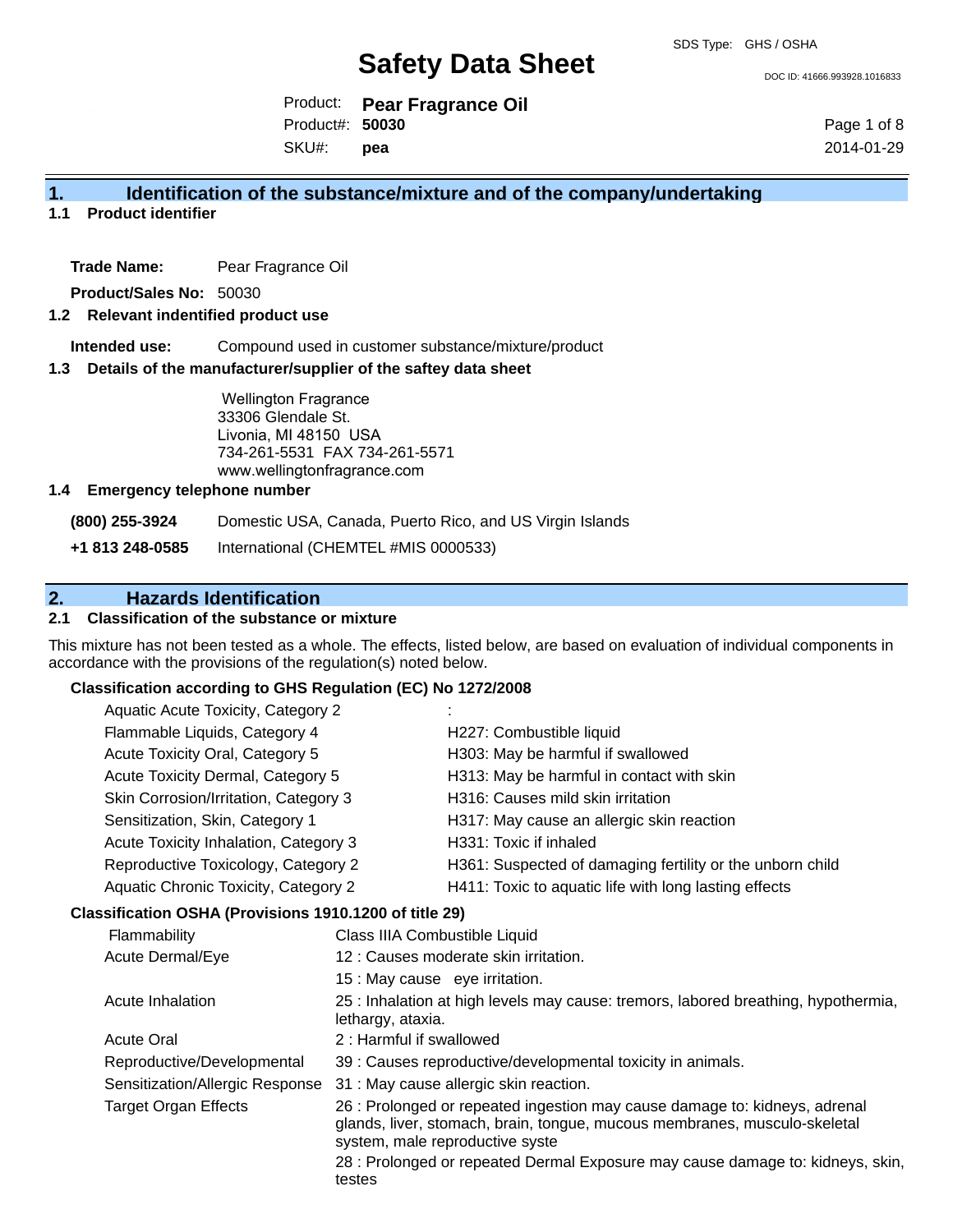SDS Type: GHS / OSHA

# Safety Data Sheet

DOC ID: 41666.993928.1016833

Product: **Pear Fragrance Oil**
Product#: **50030**
SKU#: **pea**

2014-01-29

## 1. Identification of the substance/mixture and of the company/undertaking

### 1.1 Product identifier

**Trade Name:** Pear Fragrance Oil

**Product/Sales No:** 50030

### 1.2 Relevant identified product use

**Intended use:** Compound used in customer substance/mixture/product

### 1.3 Details of the manufacturer/supplier of the saftey data sheet

Wellington Fragrance
33306 Glendale St.
Livonia, MI 48150 USA
734-261-5531 FAX 734-261-5571
www.wellingtonfragrance.com

### 1.4 Emergency telephone number

**(800) 255-3924** Domestic USA, Canada, Puerto Rico, and US Virgin Islands

**+1 813 248-0585** International (CHEMTEL #MIS 0000533)

## 2. Hazards Identification

### 2.1 Classification of the substance or mixture

This mixture has not been tested as a whole. The effects, listed below, are based on evaluation of individual components in accordance with the provisions of the regulation(s) noted below.

**Classification according to GHS Regulation (EC) No 1272/2008**

| | |
|---|---|
| Aquatic Acute Toxicity, Category 2 | : |
| Flammable Liquids, Category 4 | H227: Combustible liquid |
| Acute Toxicity Oral, Category 5 | H303: May be harmful if swallowed |
| Acute Toxicity Dermal, Category 5 | H313: May be harmful in contact with skin |
| Skin Corrosion/Irritation, Category 3 | H316: Causes mild skin irritation |
| Sensitization, Skin, Category 1 | H317: May cause an allergic skin reaction |
| Acute Toxicity Inhalation, Category 3 | H331: Toxic if inhaled |
| Reproductive Toxicology, Category 2 | H361: Suspected of damaging fertility or the unborn child |
| Aquatic Chronic Toxicity, Category 2 | H411: Toxic to aquatic life with long lasting effects |

**Classification OSHA (Provisions 1910.1200 of title 29)**

| | |
|---|---|
| Flammability | Class IIIA Combustible Liquid |
| Acute Dermal/Eye | 12 : Causes moderate skin irritation. |
| | 15 : May cause eye irritation. |
| Acute Inhalation | 25 : Inhalation at high levels may cause: tremors, labored breathing, hypothermia, lethargy, ataxia. |
| Acute Oral | 2 : Harmful if swallowed |
| Reproductive/Developmental | 39 : Causes reproductive/developmental toxicity in animals. |
| Sensitization/Allergic Response | 31 : May cause allergic skin reaction. |
| Target Organ Effects | 26 : Prolonged or repeated ingestion may cause damage to: kidneys, adrenal glands, liver, stomach, brain, tongue, mucous membranes, musculo-skeletal system, male reproductive syste |
| | 28 : Prolonged or repeated Dermal Exposure may cause damage to: kidneys, skin, testes |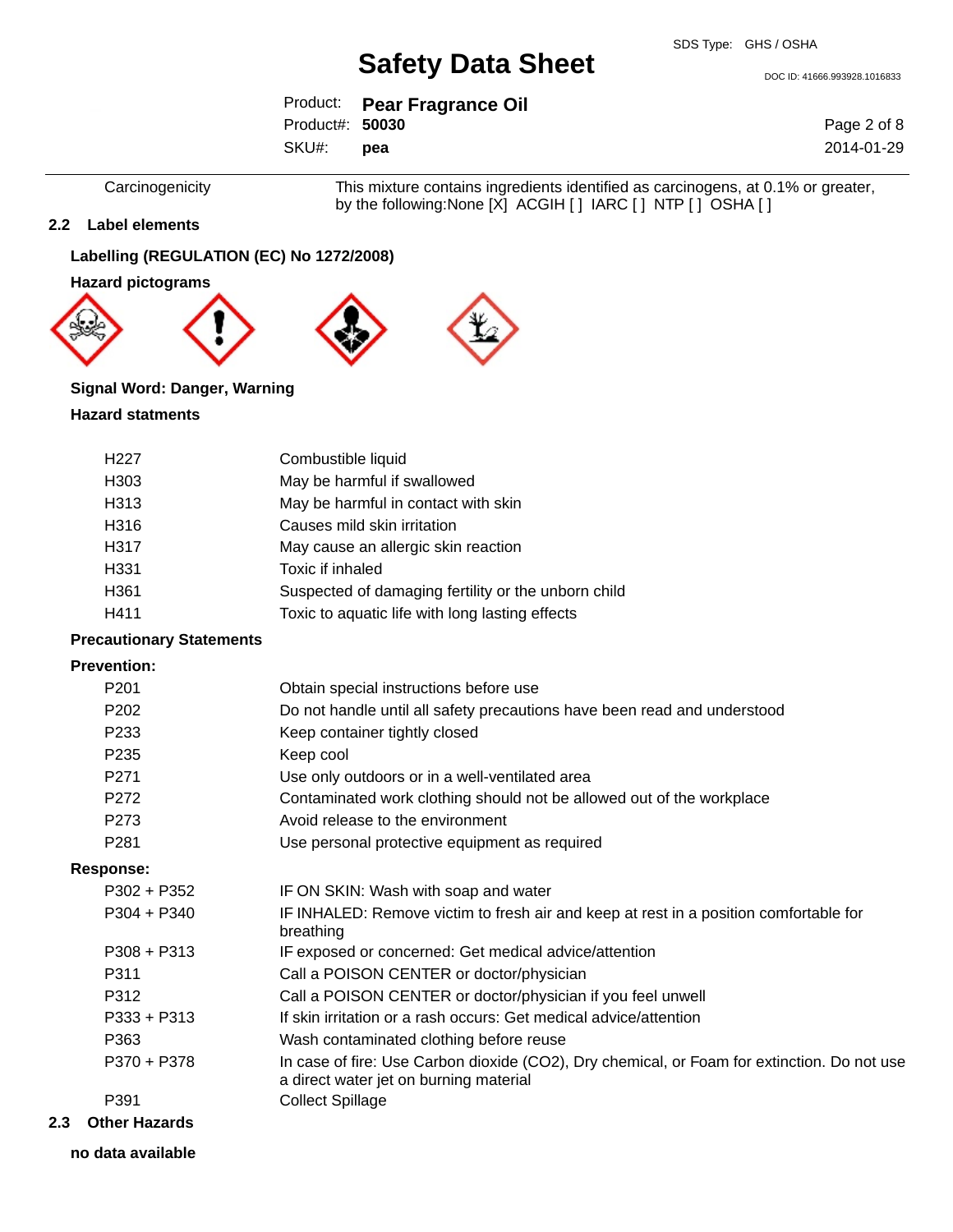| | |
|---|---|
| Carcinogenicity | This mixture contains ingredients identified as carcinogens, at 0.1% or greater, by the following:None [X] ACGIH [ ] IARC [ ] NTP [ ] OSHA [ ] |

## 2.2 Label elements

**Labelling (REGULATION (EC) No 1272/2008)**

**Hazard pictograms**

**Signal Word: Danger, Warning**

**Hazard statments**

| | |
|---|---|
| H227 | Combustible liquid |
| H303 | May be harmful if swallowed |
| H313 | May be harmful in contact with skin |
| H316 | Causes mild skin irritation |
| H317 | May cause an allergic skin reaction |
| H331 | Toxic if inhaled |
| H361 | Suspected of damaging fertility or the unborn child |
| H411 | Toxic to aquatic life with long lasting effects |

**Precautionary Statements**

**Prevention:**

| | |
|---|---|
| P201 | Obtain special instructions before use |
| P202 | Do not handle until all safety precautions have been read and understood |
| P233 | Keep container tightly closed |
| P235 | Keep cool |
| P271 | Use only outdoors or in a well-ventilated area |
| P272 | Contaminated work clothing should not be allowed out of the workplace |
| P273 | Avoid release to the environment |
| P281 | Use personal protective equipment as required |

**Response:**

| | |
|---|---|
| P302 + P352 | IF ON SKIN: Wash with soap and water |
| P304 + P340 | IF INHALED: Remove victim to fresh air and keep at rest in a position comfortable for breathing |
| P308 + P313 | IF exposed or concerned: Get medical advice/attention |
| P311 | Call a POISON CENTER or doctor/physician |
| P312 | Call a POISON CENTER or doctor/physician if you feel unwell |
| P333 + P313 | If skin irritation or a rash occurs: Get medical advice/attention |
| P363 | Wash contaminated clothing before reuse |
| P370 + P378 | In case of fire: Use Carbon dioxide ($CO_2$), Dry chemical, or Foam for extinction. Do not use a direct water jet on burning material |
| P391 | Collect Spillage |

## 2.3 Other Hazards

**no data available**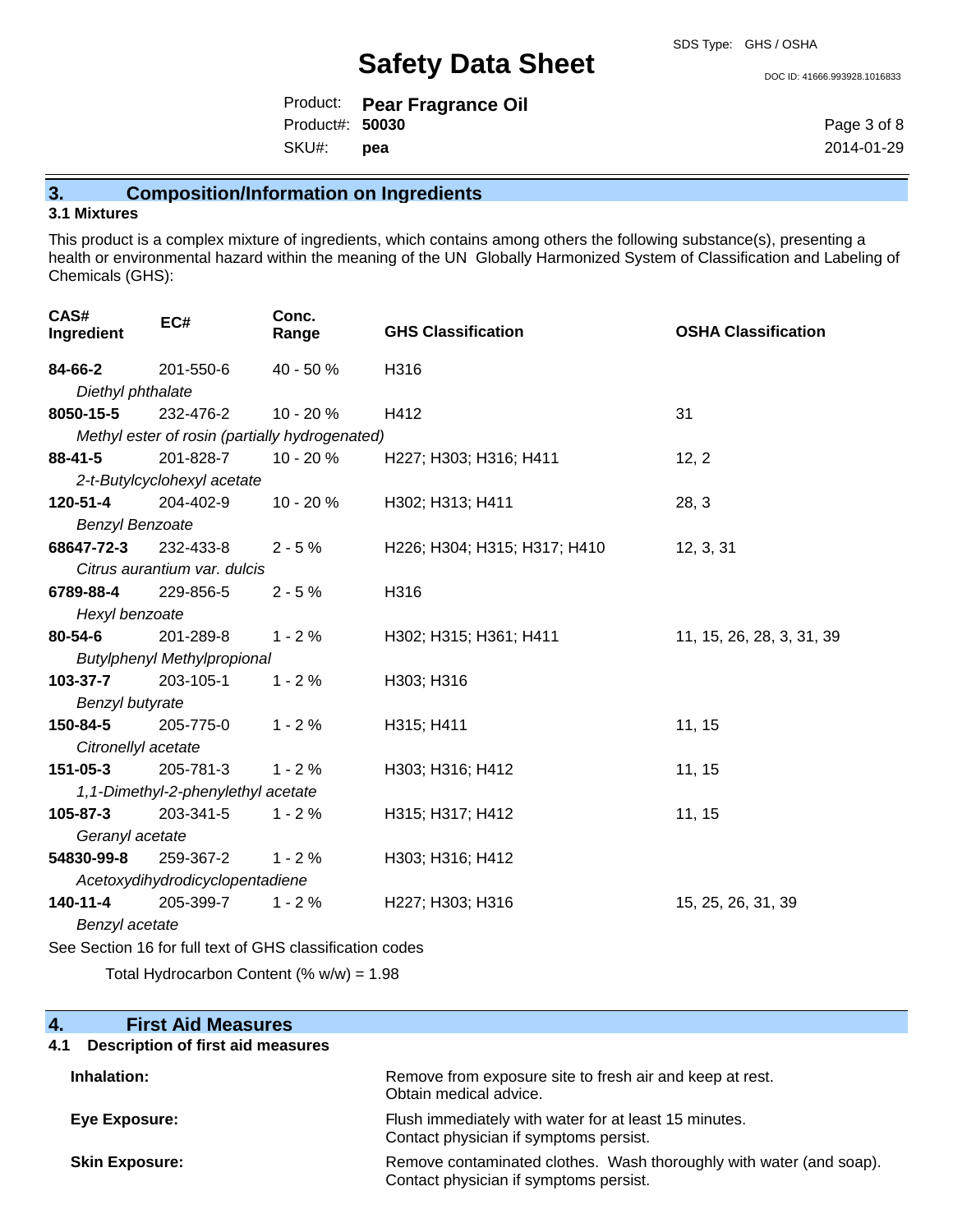## 3. Composition/Information on Ingredients

### 3.1 Mixtures

This product is a complex mixture of ingredients, which contains among others the following substance(s), presenting a health or environmental hazard within the meaning of the UN Globally Harmonized System of Classification and Labeling of Chemicals (GHS):

| CAS# Ingredient | EC# | Conc. Range | GHS Classification | OSHA Classification |
|---|---|---|---|---|
| **84-66-2** *Diethyl phthalate* | 201-550-6 | 40 - 50 % | H316 | |
| **8050-15-5** *Methyl ester of rosin (partially hydrogenated)* | 232-476-2 | 10 - 20 % | H412 | 31 |
| **88-41-5** *2-t-Butylcyclohexyl acetate* | 201-828-7 | 10 - 20 % | H227; H303; H316; H411 | 12, 2 |
| **120-51-4** *Benzyl Benzoate* | 204-402-9 | 10 - 20 % | H302; H313; H411 | 28, 3 |
| **68647-72-3** *Citrus aurantium var. dulcis* | 232-433-8 | 2 - 5 % | H226; H304; H315; H317; H410 | 12, 3, 31 |
| **6789-88-4** *Hexyl benzoate* | 229-856-5 | 2 - 5 % | H316 | |
| **80-54-6** *Butylphenyl Methylpropional* | 201-289-8 | 1 - 2 % | H302; H315; H361; H411 | 11, 15, 26, 28, 3, 31, 39 |
| **103-37-7** *Benzyl butyrate* | 203-105-1 | 1 - 2 % | H303; H316 | |
| **150-84-5** *Citronellyl acetate* | 205-775-0 | 1 - 2 % | H315; H411 | 11, 15 |
| **151-05-3** *1,1-Dimethyl-2-phenylethyl acetate* | 205-781-3 | 1 - 2 % | H303; H316; H412 | 11, 15 |
| **105-87-3** *Geranyl acetate* | 203-341-5 | 1 - 2 % | H315; H317; H412 | 11, 15 |
| **54830-99-8** *Acetoxydihydrodicyclopentadiene* | 259-367-2 | 1 - 2 % | H303; H316; H412 | |
| **140-11-4** *Benzyl acetate* | 205-399-7 | 1 - 2 % | H227; H303; H316 | 15, 25, 26, 31, 39 |

See Section 16 for full text of GHS classification codes

Total Hydrocarbon Content (% w/w) = 1.98

## 4. First Aid Measures

### 4.1 Description of first aid measures

**Inhalation:** Remove from exposure site to fresh air and keep at rest. Obtain medical advice.

**Eye Exposure:** Flush immediately with water for at least 15 minutes. Contact physician if symptoms persist.

**Skin Exposure:** Remove contaminated clothes. Wash thoroughly with water (and soap). Contact physician if symptoms persist.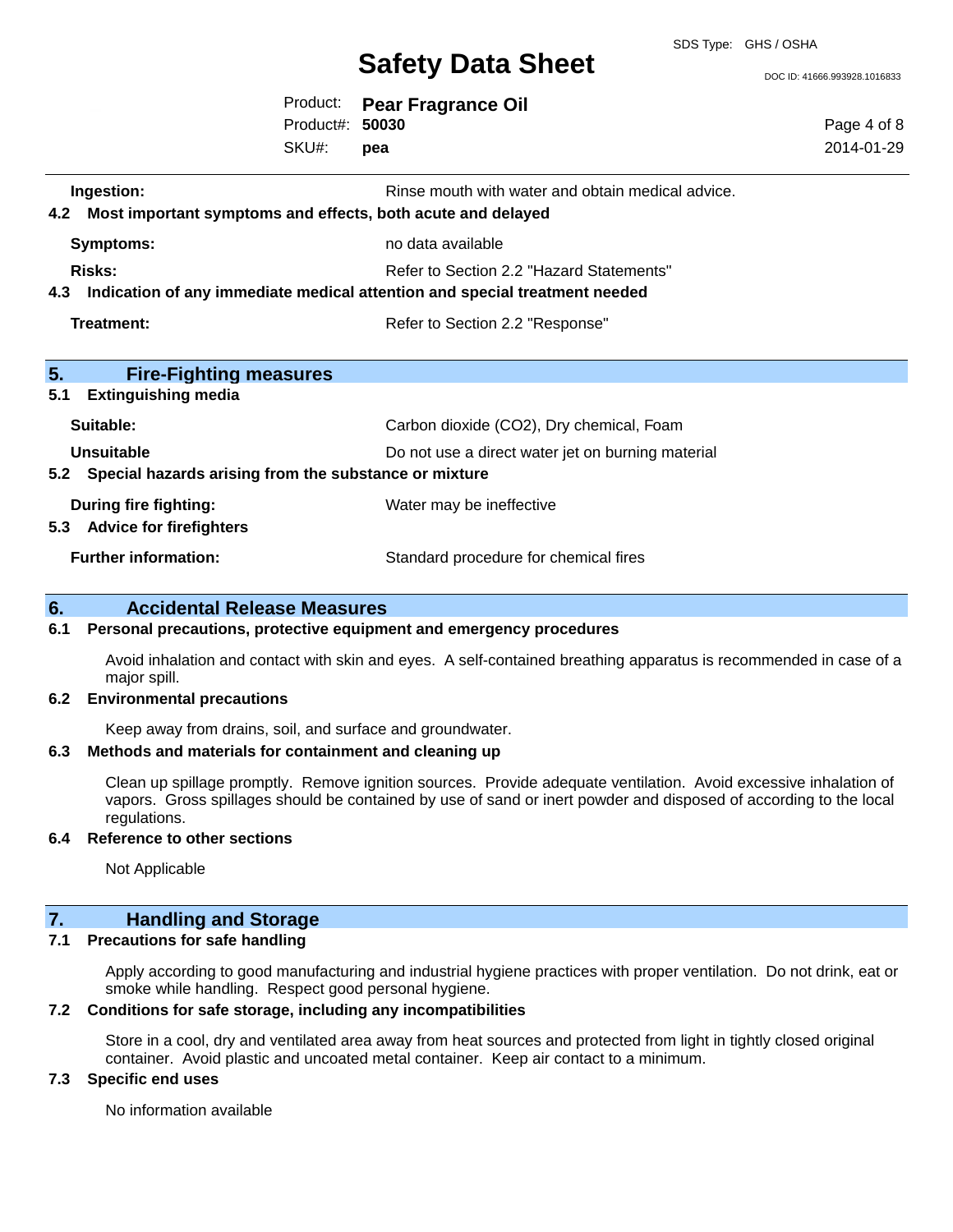**Ingestion:** Rinse mouth with water and obtain medical advice.

### 4.2 Most important symptoms and effects, both acute and delayed

**Symptoms:** no data available

**Risks:** Refer to Section 2.2 "Hazard Statements"

### 4.3 Indication of any immediate medical attention and special treatment needed

**Treatment:** Refer to Section 2.2 "Response"

## 5. Fire-Fighting measures

### 5.1 Extinguishing media

**Suitable:** Carbon dioxide ($CO_2$), Dry chemical, Foam

**Unsuitable** Do not use a direct water jet on burning material

### 5.2 Special hazards arising from the substance or mixture

**During fire fighting:** Water may be ineffective

### 5.3 Advice for firefighters

**Further information:** Standard procedure for chemical fires

## 6. Accidental Release Measures

### 6.1 Personal precautions, protective equipment and emergency procedures

Avoid inhalation and contact with skin and eyes. A self-contained breathing apparatus is recommended in case of a major spill.

### 6.2 Environmental precautions

Keep away from drains, soil, and surface and groundwater.

### 6.3 Methods and materials for containment and cleaning up

Clean up spillage promptly. Remove ignition sources. Provide adequate ventilation. Avoid excessive inhalation of vapors. Gross spillages should be contained by use of sand or inert powder and disposed of according to the local regulations.

### 6.4 Reference to other sections

Not Applicable

## 7. Handling and Storage

### 7.1 Precautions for safe handling

Apply according to good manufacturing and industrial hygiene practices with proper ventilation. Do not drink, eat or smoke while handling. Respect good personal hygiene.

### 7.2 Conditions for safe storage, including any incompatibilities

Store in a cool, dry and ventilated area away from heat sources and protected from light in tightly closed original container. Avoid plastic and uncoated metal container. Keep air contact to a minimum.

### 7.3 Specific end uses

No information available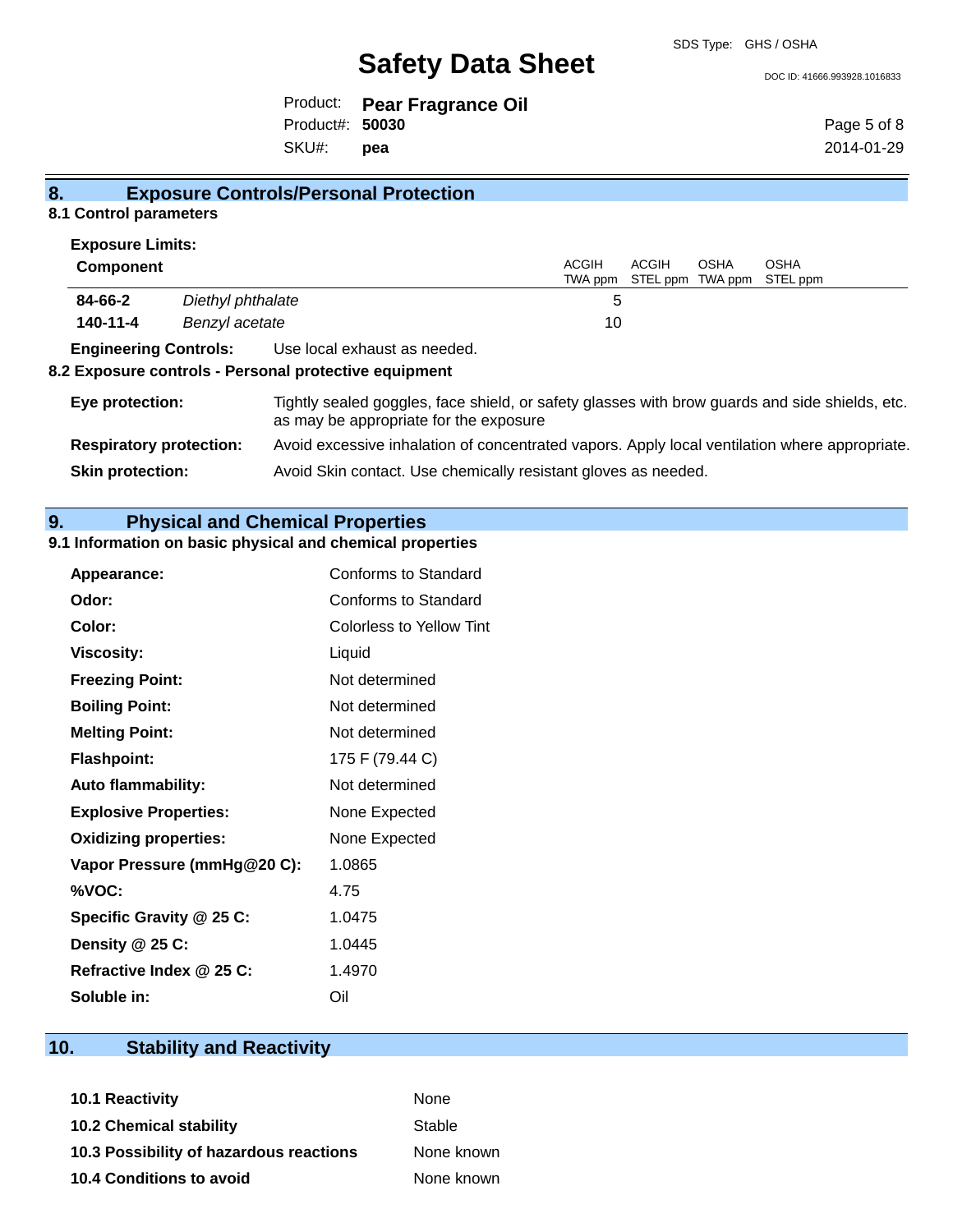## 8. Exposure Controls/Personal Protection

### 8.1 Control parameters

**Exposure Limits:**

| Component | | ACGIH TWA ppm | ACGIH STEL ppm | OSHA TWA ppm | OSHA STEL ppm |
|---|---|---|---|---|---|
| **84-66-2** | *Diethyl phthalate* | 5 | | | |
| **140-11-4** | *Benzyl acetate* | 10 | | | |

**Engineering Controls:** Use local exhaust as needed.

### 8.2 Exposure controls - Personal protective equipment

**Eye protection:** Tightly sealed goggles, face shield, or safety glasses with brow guards and side shields, etc. as may be appropriate for the exposure

**Respiratory protection:** Avoid excessive inhalation of concentrated vapors. Apply local ventilation where appropriate.

**Skin protection:** Avoid Skin contact. Use chemically resistant gloves as needed.

## 9. Physical and Chemical Properties

### 9.1 Information on basic physical and chemical properties

| | |
|---|---|
| **Appearance:** | Conforms to Standard |
| **Odor:** | Conforms to Standard |
| **Color:** | Colorless to Yellow Tint |
| **Viscosity:** | Liquid |
| **Freezing Point:** | Not determined |
| **Boiling Point:** | Not determined |
| **Melting Point:** | Not determined |
| **Flashpoint:** | 175 F (79.44 C) |
| **Auto flammability:** | Not determined |
| **Explosive Properties:** | None Expected |
| **Oxidizing properties:** | None Expected |
| **Vapor Pressure (mmHg@20 C):** | 1.0865 |
| **%VOC:** | 4.75 |
| **Specific Gravity @ 25 C:** | 1.0475 |
| **Density @ 25 C:** | 1.0445 |
| **Refractive Index @ 25 C:** | 1.4970 |
| **Soluble in:** | Oil |

## 10. Stability and Reactivity

| | |
|---|---|
| **10.1 Reactivity** | None |
| **10.2 Chemical stability** | Stable |
| **10.3 Possibility of hazardous reactions** | None known |
| **10.4 Conditions to avoid** | None known |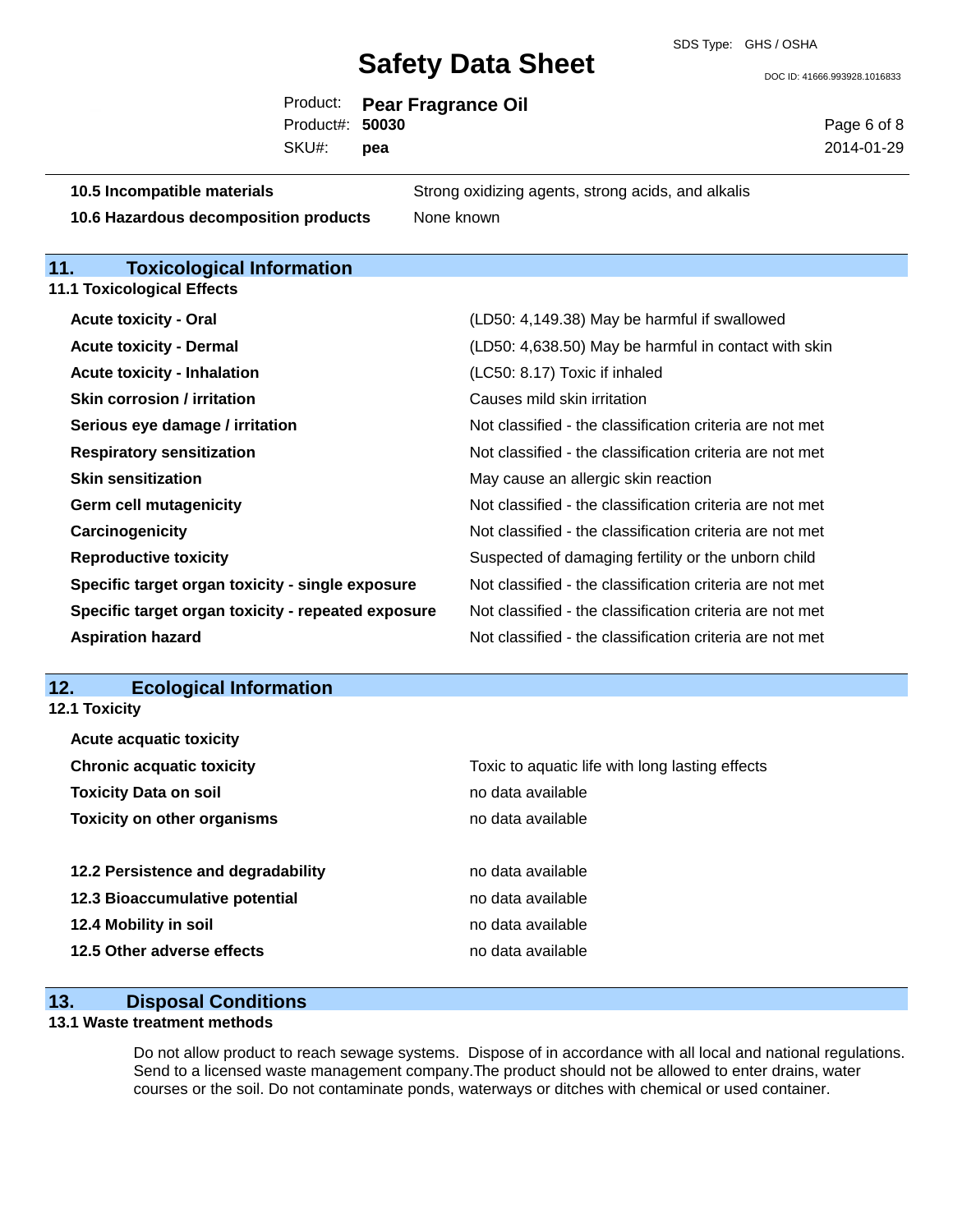| | |
|---|---|
| **10.5 Incompatible materials** | Strong oxidizing agents, strong acids, and alkalis |
| **10.6 Hazardous decomposition products** | None known |

## 11. Toxicological Information

### 11.1 Toxicological Effects

| | |
|---|---|
| **Acute toxicity - Oral** | (LD50: 4,149.38) May be harmful if swallowed |
| **Acute toxicity - Dermal** | (LD50: 4,638.50) May be harmful in contact with skin |
| **Acute toxicity - Inhalation** | (LC50: 8.17) Toxic if inhaled |
| **Skin corrosion / irritation** | Causes mild skin irritation |
| **Serious eye damage / irritation** | Not classified - the classification criteria are not met |
| **Respiratory sensitization** | Not classified - the classification criteria are not met |
| **Skin sensitization** | May cause an allergic skin reaction |
| **Germ cell mutagenicity** | Not classified - the classification criteria are not met |
| **Carcinogenicity** | Not classified - the classification criteria are not met |
| **Reproductive toxicity** | Suspected of damaging fertility or the unborn child |
| **Specific target organ toxicity - single exposure** | Not classified - the classification criteria are not met |
| **Specific target organ toxicity - repeated exposure** | Not classified - the classification criteria are not met |
| **Aspiration hazard** | Not classified - the classification criteria are not met |

## 12. Ecological Information

### 12.1 Toxicity

| | |
|---|---|
| **Acute acquatic toxicity** | |
| **Chronic acquatic toxicity** | Toxic to aquatic life with long lasting effects |
| **Toxicity Data on soil** | no data available |
| **Toxicity on other organisms** | no data available |

| | |
|---|---|
| **12.2 Persistence and degradability** | no data available |
| **12.3 Bioaccumulative potential** | no data available |
| **12.4 Mobility in soil** | no data available |
| **12.5 Other adverse effects** | no data available |

## 13. Disposal Conditions

### 13.1 Waste treatment methods

Do not allow product to reach sewage systems. Dispose of in accordance with all local and national regulations. Send to a licensed waste management company.The product should not be allowed to enter drains, water courses or the soil. Do not contaminate ponds, waterways or ditches with chemical or used container.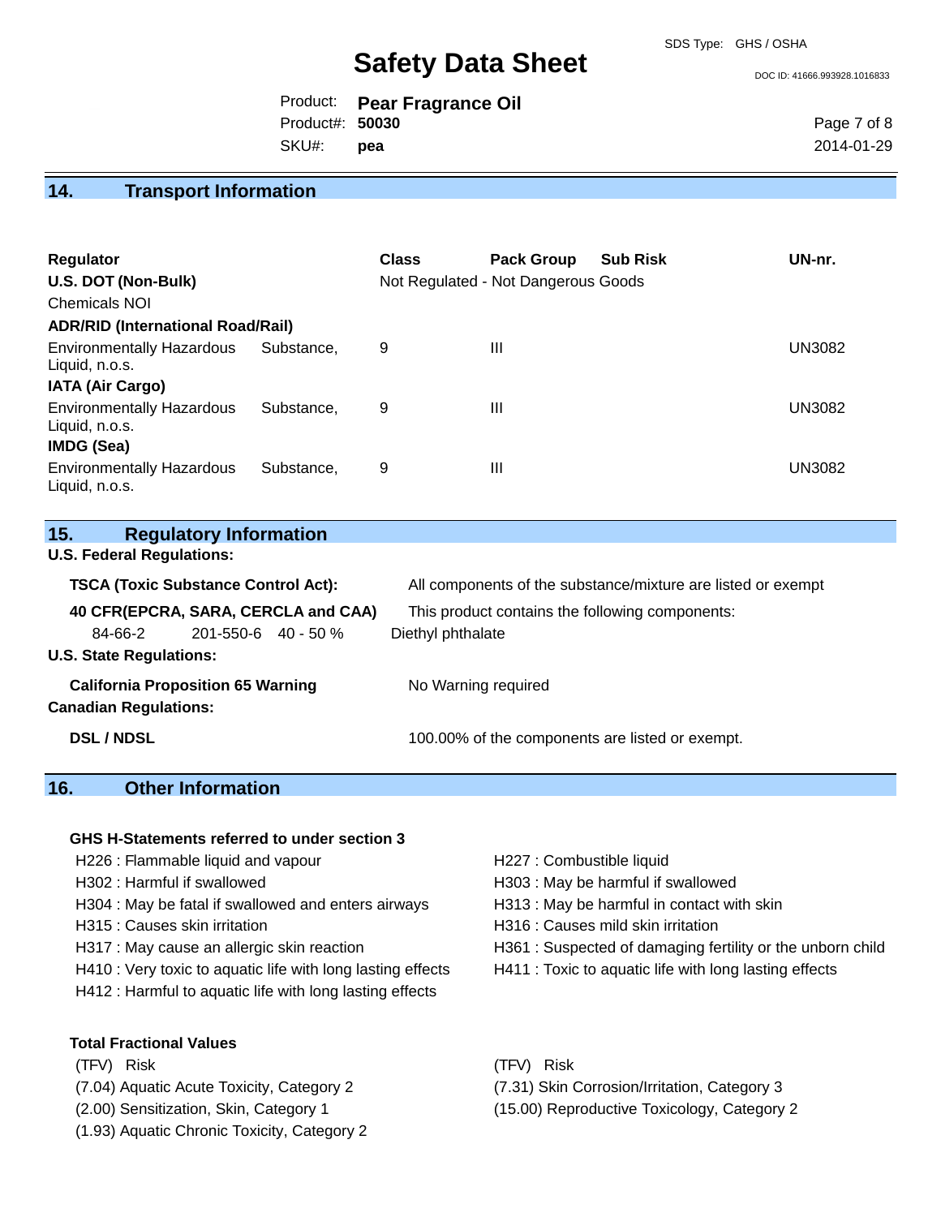## 14. Transport Information

| Regulator | Class | Pack Group | Sub Risk | UN-nr. |
|---|---|---|---|---|
| **U.S. DOT (Non-Bulk)** | Not Regulated - Not Dangerous Goods | | | |
| Chemicals NOI | | | | |
| **ADR/RID (International Road/Rail)** | | | | |
| Environmentally Hazardous Substance, Liquid, n.o.s. | 9 | III | | UN3082 |
| **IATA (Air Cargo)** | | | | |
| Environmentally Hazardous Substance, Liquid, n.o.s. | 9 | III | | UN3082 |
| **IMDG (Sea)** | | | | |
| Environmentally Hazardous Substance, Liquid, n.o.s. | 9 | III | | UN3082 |

## 15. Regulatory Information

**U.S. Federal Regulations:**

**TSCA (Toxic Substance Control Act):** All components of the substance/mixture are listed or exempt

**40 CFR(EPCRA, SARA, CERCLA and CAA)** This product contains the following components:

| 84-66-2 | 201-550-6 | 40 - 50 % | Diethyl phthalate |
|---|---|---|---|

**U.S. State Regulations:**

**California Proposition 65 Warning** No Warning required

**Canadian Regulations:**

**DSL / NDSL** 100.00% of the components are listed or exempt.

## 16. Other Information

**GHS H-Statements referred to under section 3**

H226 : Flammable liquid and vapour
H227 : Combustible liquid
H302 : Harmful if swallowed
H303 : May be harmful if swallowed
H304 : May be fatal if swallowed and enters airways
H313 : May be harmful in contact with skin
H315 : Causes skin irritation
H316 : Causes mild skin irritation
H317 : May cause an allergic skin reaction
H361 : Suspected of damaging fertility or the unborn child
H410 : Very toxic to aquatic life with long lasting effects
H411 : Toxic to aquatic life with long lasting effects
H412 : Harmful to aquatic life with long lasting effects

**Total Fractional Values**

| (TFV) Risk | (TFV) Risk |
|---|---|
| (7.04) Aquatic Acute Toxicity, Category 2 | (7.31) Skin Corrosion/Irritation, Category 3 |
| (2.00) Sensitization, Skin, Category 1 | (15.00) Reproductive Toxicology, Category 2 |
| (1.93) Aquatic Chronic Toxicity, Category 2 | |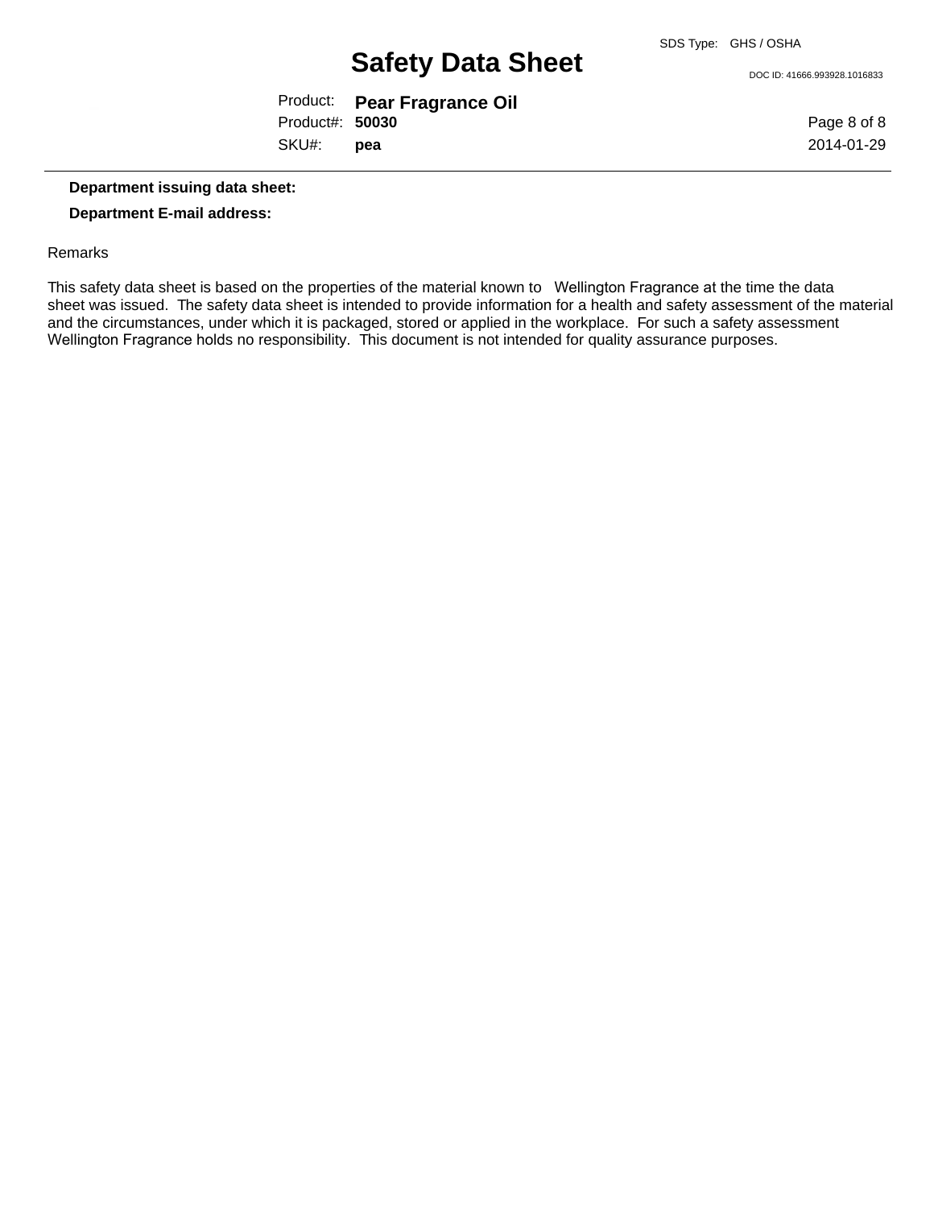**Department issuing data sheet:**

**Department E-mail address:**

Remarks

This safety data sheet is based on the properties of the material known to Wellington Fragrance at the time the data sheet was issued. The safety data sheet is intended to provide information for a health and safety assessment of the material and the circumstances, under which it is packaged, stored or applied in the workplace. For such a safety assessment Wellington Fragrance holds no responsibility. This document is not intended for quality assurance purposes.